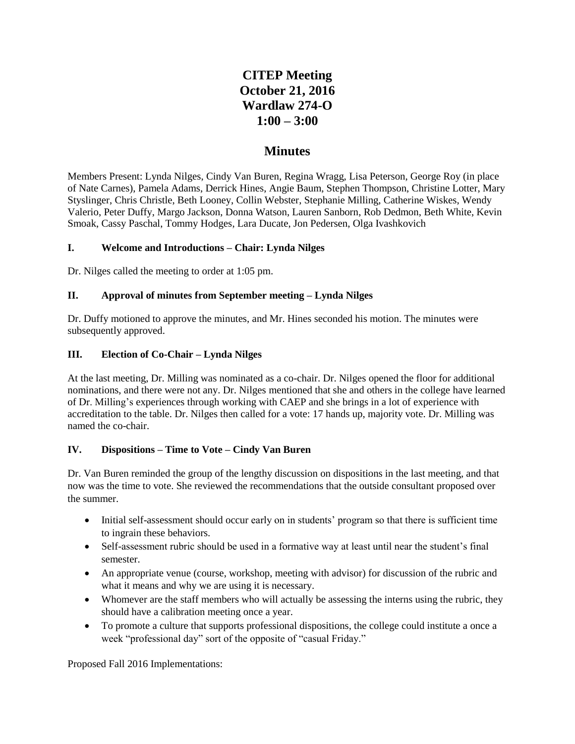# CITEP Meeting
# October 21, 2016
# Wardlaw 274-O
# 1:00 – 3:00

## Minutes

Members Present: Lynda Nilges, Cindy Van Buren, Regina Wragg, Lisa Peterson, George Roy (in place of Nate Carnes), Pamela Adams, Derrick Hines, Angie Baum, Stephen Thompson, Christine Lotter, Mary Styslinger, Chris Christle, Beth Looney, Collin Webster, Stephanie Milling, Catherine Wiskes, Wendy Valerio, Peter Duffy, Margo Jackson, Donna Watson, Lauren Sanborn, Rob Dedmon, Beth White, Kevin Smoak, Cassy Paschal, Tommy Hodges, Lara Ducate, Jon Pedersen, Olga Ivashkovich

### I. Welcome and Introductions – Chair: Lynda Nilges

Dr. Nilges called the meeting to order at 1:05 pm.

### II. Approval of minutes from September meeting – Lynda Nilges

Dr. Duffy motioned to approve the minutes, and Mr. Hines seconded his motion. The minutes were subsequently approved.

### III. Election of Co-Chair – Lynda Nilges

At the last meeting, Dr. Milling was nominated as a co-chair. Dr. Nilges opened the floor for additional nominations, and there were not any. Dr. Nilges mentioned that she and others in the college have learned of Dr. Milling's experiences through working with CAEP and she brings in a lot of experience with accreditation to the table. Dr. Nilges then called for a vote: 17 hands up, majority vote. Dr. Milling was named the co-chair.

### IV. Dispositions – Time to Vote – Cindy Van Buren

Dr. Van Buren reminded the group of the lengthy discussion on dispositions in the last meeting, and that now was the time to vote. She reviewed the recommendations that the outside consultant proposed over the summer.

- Initial self-assessment should occur early on in students' program so that there is sufficient time to ingrain these behaviors.
- Self-assessment rubric should be used in a formative way at least until near the student's final semester.
- An appropriate venue (course, workshop, meeting with advisor) for discussion of the rubric and what it means and why we are using it is necessary.
- Whomever are the staff members who will actually be assessing the interns using the rubric, they should have a calibration meeting once a year.
- To promote a culture that supports professional dispositions, the college could institute a once a week "professional day" sort of the opposite of "casual Friday."

Proposed Fall 2016 Implementations: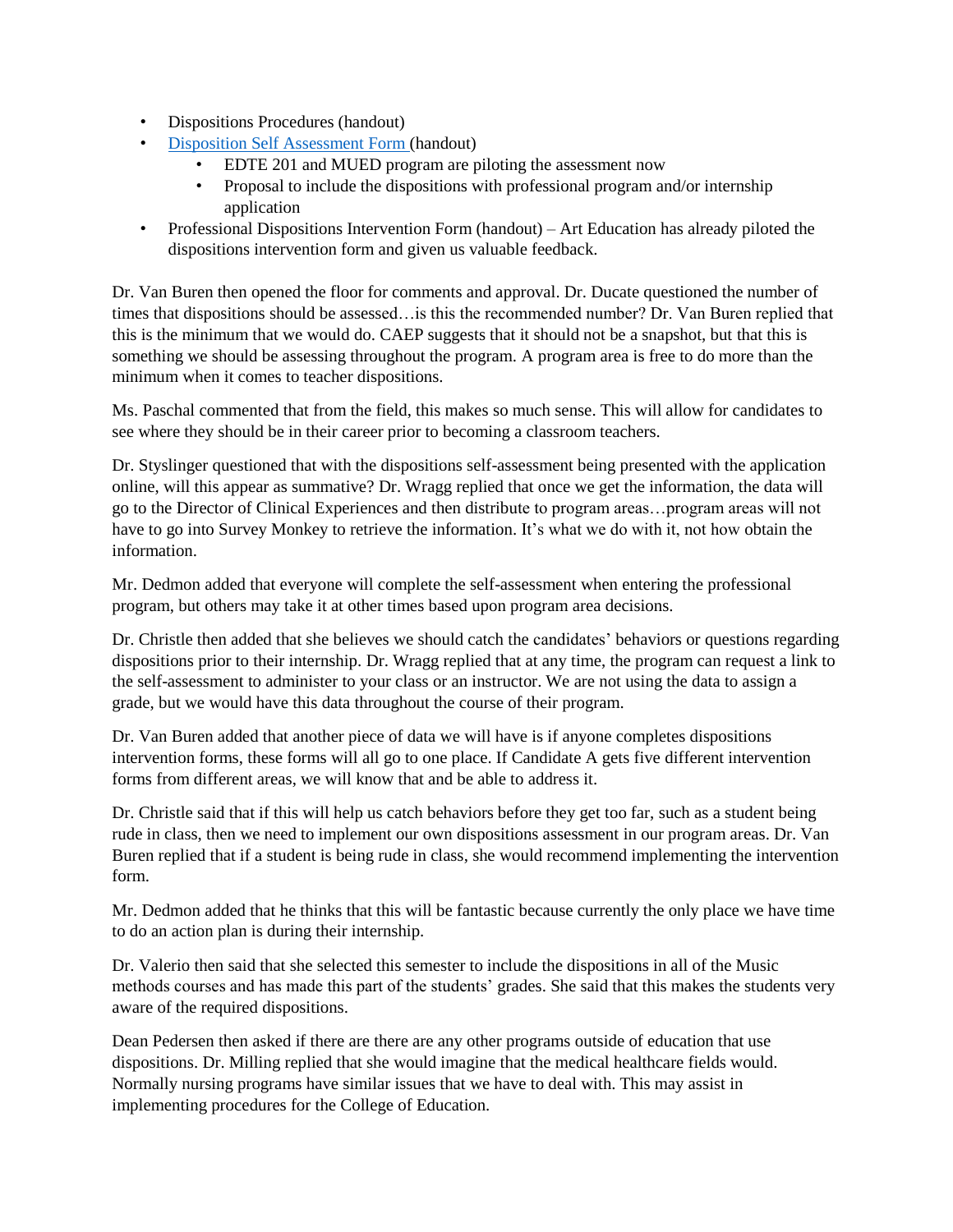- Dispositions Procedures (handout)
- Disposition Self Assessment Form (handout)
    - EDTE 201 and MUED program are piloting the assessment now
    - Proposal to include the dispositions with professional program and/or internship application
- Professional Dispositions Intervention Form (handout) – Art Education has already piloted the dispositions intervention form and given us valuable feedback.

Dr. Van Buren then opened the floor for comments and approval. Dr. Ducate questioned the number of times that dispositions should be assessed…is this the recommended number? Dr. Van Buren replied that this is the minimum that we would do. CAEP suggests that it should not be a snapshot, but that this is something we should be assessing throughout the program. A program area is free to do more than the minimum when it comes to teacher dispositions.

Ms. Paschal commented that from the field, this makes so much sense. This will allow for candidates to see where they should be in their career prior to becoming a classroom teachers.

Dr. Styslinger questioned that with the dispositions self-assessment being presented with the application online, will this appear as summative? Dr. Wragg replied that once we get the information, the data will go to the Director of Clinical Experiences and then distribute to program areas…program areas will not have to go into Survey Monkey to retrieve the information. It's what we do with it, not how obtain the information.

Mr. Dedmon added that everyone will complete the self-assessment when entering the professional program, but others may take it at other times based upon program area decisions.

Dr. Christle then added that she believes we should catch the candidates' behaviors or questions regarding dispositions prior to their internship. Dr. Wragg replied that at any time, the program can request a link to the self-assessment to administer to your class or an instructor. We are not using the data to assign a grade, but we would have this data throughout the course of their program.

Dr. Van Buren added that another piece of data we will have is if anyone completes dispositions intervention forms, these forms will all go to one place. If Candidate A gets five different intervention forms from different areas, we will know that and be able to address it.

Dr. Christle said that if this will help us catch behaviors before they get too far, such as a student being rude in class, then we need to implement our own dispositions assessment in our program areas. Dr. Van Buren replied that if a student is being rude in class, she would recommend implementing the intervention form.

Mr. Dedmon added that he thinks that this will be fantastic because currently the only place we have time to do an action plan is during their internship.

Dr. Valerio then said that she selected this semester to include the dispositions in all of the Music methods courses and has made this part of the students' grades. She said that this makes the students very aware of the required dispositions.

Dean Pedersen then asked if there are there are any other programs outside of education that use dispositions. Dr. Milling replied that she would imagine that the medical healthcare fields would. Normally nursing programs have similar issues that we have to deal with. This may assist in implementing procedures for the College of Education.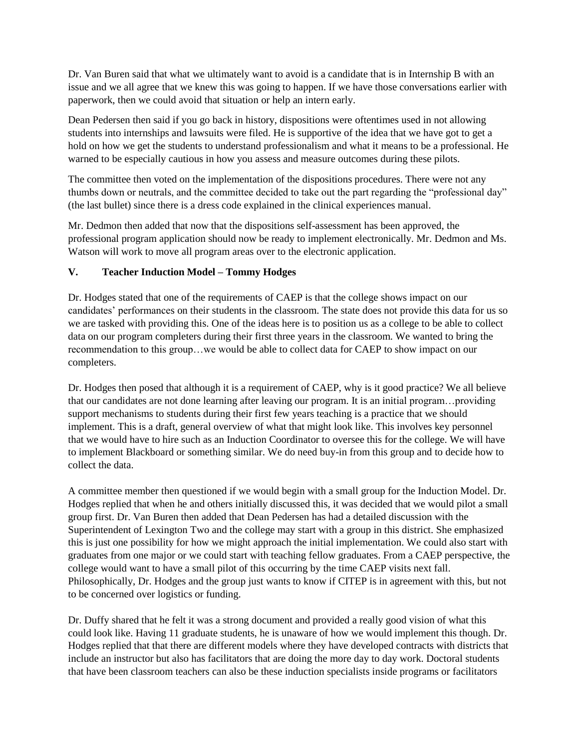Dr. Van Buren said that what we ultimately want to avoid is a candidate that is in Internship B with an issue and we all agree that we knew this was going to happen. If we have those conversations earlier with paperwork, then we could avoid that situation or help an intern early.

Dean Pedersen then said if you go back in history, dispositions were oftentimes used in not allowing students into internships and lawsuits were filed. He is supportive of the idea that we have got to get a hold on how we get the students to understand professionalism and what it means to be a professional. He warned to be especially cautious in how you assess and measure outcomes during these pilots.

The committee then voted on the implementation of the dispositions procedures. There were not any thumbs down or neutrals, and the committee decided to take out the part regarding the "professional day" (the last bullet) since there is a dress code explained in the clinical experiences manual.

Mr. Dedmon then added that now that the dispositions self-assessment has been approved, the professional program application should now be ready to implement electronically. Mr. Dedmon and Ms. Watson will work to move all program areas over to the electronic application.

### V. Teacher Induction Model – Tommy Hodges

Dr. Hodges stated that one of the requirements of CAEP is that the college shows impact on our candidates' performances on their students in the classroom. The state does not provide this data for us so we are tasked with providing this. One of the ideas here is to position us as a college to be able to collect data on our program completers during their first three years in the classroom. We wanted to bring the recommendation to this group…we would be able to collect data for CAEP to show impact on our completers.

Dr. Hodges then posed that although it is a requirement of CAEP, why is it good practice? We all believe that our candidates are not done learning after leaving our program. It is an initial program…providing support mechanisms to students during their first few years teaching is a practice that we should implement. This is a draft, general overview of what that might look like. This involves key personnel that we would have to hire such as an Induction Coordinator to oversee this for the college. We will have to implement Blackboard or something similar. We do need buy-in from this group and to decide how to collect the data.

A committee member then questioned if we would begin with a small group for the Induction Model. Dr. Hodges replied that when he and others initially discussed this, it was decided that we would pilot a small group first. Dr. Van Buren then added that Dean Pedersen has had a detailed discussion with the Superintendent of Lexington Two and the college may start with a group in this district. She emphasized this is just one possibility for how we might approach the initial implementation. We could also start with graduates from one major or we could start with teaching fellow graduates. From a CAEP perspective, the college would want to have a small pilot of this occurring by the time CAEP visits next fall. Philosophically, Dr. Hodges and the group just wants to know if CITEP is in agreement with this, but not to be concerned over logistics or funding.

Dr. Duffy shared that he felt it was a strong document and provided a really good vision of what this could look like. Having 11 graduate students, he is unaware of how we would implement this though. Dr. Hodges replied that that there are different models where they have developed contracts with districts that include an instructor but also has facilitators that are doing the more day to day work. Doctoral students that have been classroom teachers can also be these induction specialists inside programs or facilitators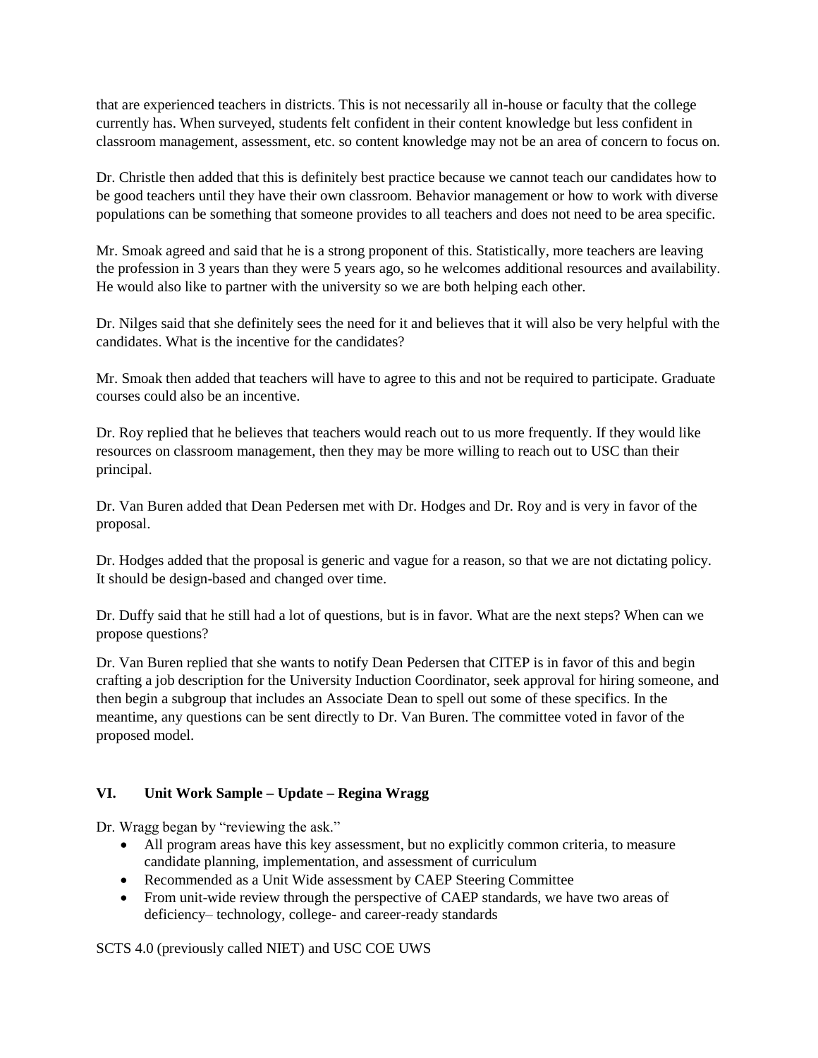that are experienced teachers in districts. This is not necessarily all in-house or faculty that the college currently has. When surveyed, students felt confident in their content knowledge but less confident in classroom management, assessment, etc. so content knowledge may not be an area of concern to focus on.

Dr. Christle then added that this is definitely best practice because we cannot teach our candidates how to be good teachers until they have their own classroom. Behavior management or how to work with diverse populations can be something that someone provides to all teachers and does not need to be area specific.

Mr. Smoak agreed and said that he is a strong proponent of this. Statistically, more teachers are leaving the profession in 3 years than they were 5 years ago, so he welcomes additional resources and availability. He would also like to partner with the university so we are both helping each other.

Dr. Nilges said that she definitely sees the need for it and believes that it will also be very helpful with the candidates. What is the incentive for the candidates?

Mr. Smoak then added that teachers will have to agree to this and not be required to participate. Graduate courses could also be an incentive.

Dr. Roy replied that he believes that teachers would reach out to us more frequently. If they would like resources on classroom management, then they may be more willing to reach out to USC than their principal.

Dr. Van Buren added that Dean Pedersen met with Dr. Hodges and Dr. Roy and is very in favor of the proposal.

Dr. Hodges added that the proposal is generic and vague for a reason, so that we are not dictating policy. It should be design-based and changed over time.

Dr. Duffy said that he still had a lot of questions, but is in favor. What are the next steps? When can we propose questions?

Dr. Van Buren replied that she wants to notify Dean Pedersen that CITEP is in favor of this and begin crafting a job description for the University Induction Coordinator, seek approval for hiring someone, and then begin a subgroup that includes an Associate Dean to spell out some of these specifics. In the meantime, any questions can be sent directly to Dr. Van Buren. The committee voted in favor of the proposed model.

## VI. Unit Work Sample – Update – Regina Wragg

Dr. Wragg began by "reviewing the ask."

- All program areas have this key assessment, but no explicitly common criteria, to measure candidate planning, implementation, and assessment of curriculum
- Recommended as a Unit Wide assessment by CAEP Steering Committee
- From unit-wide review through the perspective of CAEP standards, we have two areas of deficiency– technology, college- and career-ready standards

SCTS 4.0 (previously called NIET) and USC COE UWS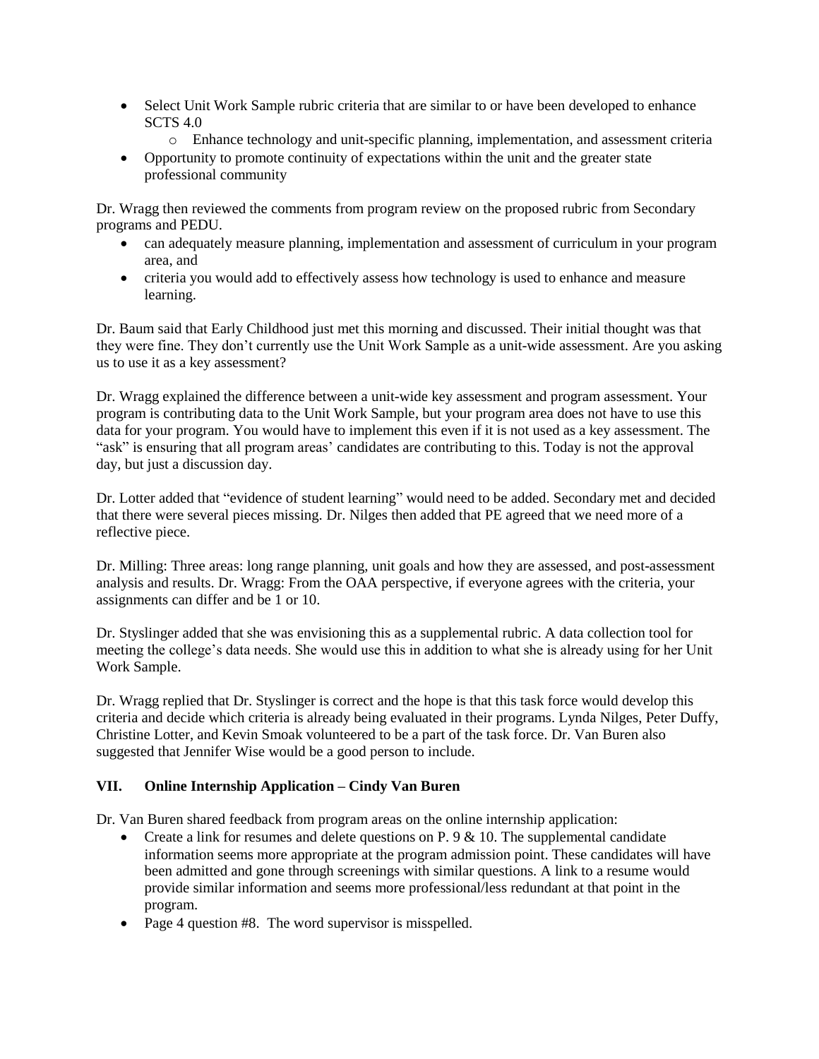- Select Unit Work Sample rubric criteria that are similar to or have been developed to enhance SCTS 4.0
  - Enhance technology and unit-specific planning, implementation, and assessment criteria
- Opportunity to promote continuity of expectations within the unit and the greater state professional community

Dr. Wragg then reviewed the comments from program review on the proposed rubric from Secondary programs and PEDU.

- can adequately measure planning, implementation and assessment of curriculum in your program area, and
- criteria you would add to effectively assess how technology is used to enhance and measure learning.

Dr. Baum said that Early Childhood just met this morning and discussed. Their initial thought was that they were fine. They don't currently use the Unit Work Sample as a unit-wide assessment. Are you asking us to use it as a key assessment?

Dr. Wragg explained the difference between a unit-wide key assessment and program assessment. Your program is contributing data to the Unit Work Sample, but your program area does not have to use this data for your program. You would have to implement this even if it is not used as a key assessment. The "ask" is ensuring that all program areas' candidates are contributing to this. Today is not the approval day, but just a discussion day.

Dr. Lotter added that "evidence of student learning" would need to be added. Secondary met and decided that there were several pieces missing. Dr. Nilges then added that PE agreed that we need more of a reflective piece.

Dr. Milling: Three areas: long range planning, unit goals and how they are assessed, and post-assessment analysis and results. Dr. Wragg: From the OAA perspective, if everyone agrees with the criteria, your assignments can differ and be 1 or 10.

Dr. Styslinger added that she was envisioning this as a supplemental rubric. A data collection tool for meeting the college's data needs. She would use this in addition to what she is already using for her Unit Work Sample.

Dr. Wragg replied that Dr. Styslinger is correct and the hope is that this task force would develop this criteria and decide which criteria is already being evaluated in their programs. Lynda Nilges, Peter Duffy, Christine Lotter, and Kevin Smoak volunteered to be a part of the task force. Dr. Van Buren also suggested that Jennifer Wise would be a good person to include.

## VII. Online Internship Application – Cindy Van Buren

Dr. Van Buren shared feedback from program areas on the online internship application:

- Create a link for resumes and delete questions on P. 9 & 10. The supplemental candidate information seems more appropriate at the program admission point. These candidates will have been admitted and gone through screenings with similar questions. A link to a resume would provide similar information and seems more professional/less redundant at that point in the program.
- Page 4 question #8. The word supervisor is misspelled.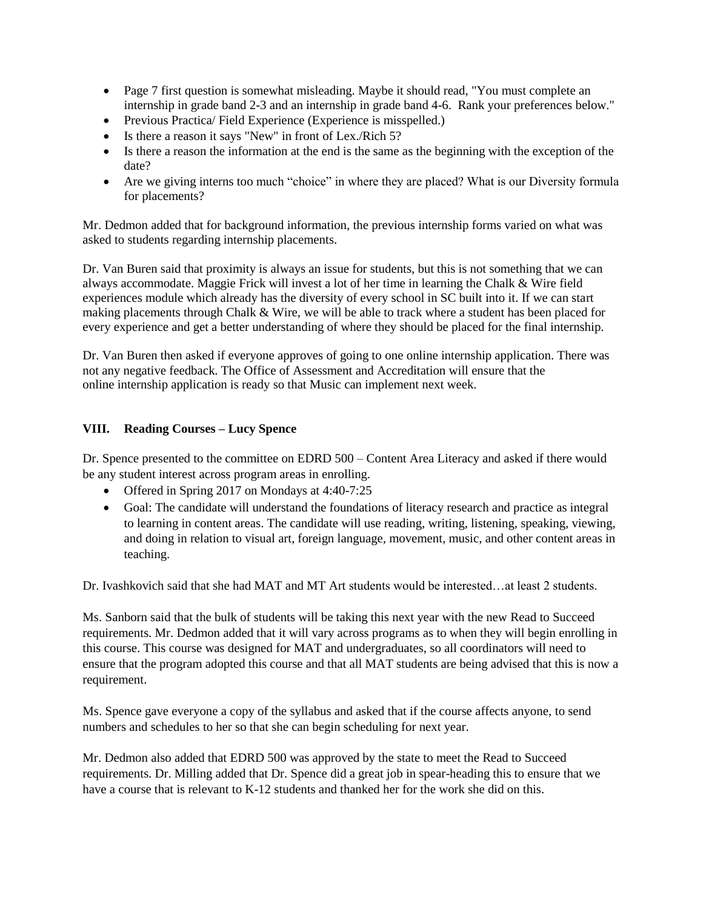- Page 7 first question is somewhat misleading. Maybe it should read, "You must complete an internship in grade band 2-3 and an internship in grade band 4-6. Rank your preferences below."
- Previous Practica/ Field Experience (Experience is misspelled.)
- Is there a reason it says "New" in front of Lex./Rich 5?
- Is there a reason the information at the end is the same as the beginning with the exception of the date?
- Are we giving interns too much "choice" in where they are placed? What is our Diversity formula for placements?

Mr. Dedmon added that for background information, the previous internship forms varied on what was asked to students regarding internship placements.

Dr. Van Buren said that proximity is always an issue for students, but this is not something that we can always accommodate. Maggie Frick will invest a lot of her time in learning the Chalk & Wire field experiences module which already has the diversity of every school in SC built into it. If we can start making placements through Chalk & Wire, we will be able to track where a student has been placed for every experience and get a better understanding of where they should be placed for the final internship.

Dr. Van Buren then asked if everyone approves of going to one online internship application. There was not any negative feedback. The Office of Assessment and Accreditation will ensure that the online internship application is ready so that Music can implement next week.

## VIII. Reading Courses – Lucy Spence

Dr. Spence presented to the committee on EDRD 500 – Content Area Literacy and asked if there would be any student interest across program areas in enrolling.

- Offered in Spring 2017 on Mondays at 4:40-7:25
- Goal: The candidate will understand the foundations of literacy research and practice as integral to learning in content areas. The candidate will use reading, writing, listening, speaking, viewing, and doing in relation to visual art, foreign language, movement, music, and other content areas in teaching.

Dr. Ivashkovich said that she had MAT and MT Art students would be interested…at least 2 students.

Ms. Sanborn said that the bulk of students will be taking this next year with the new Read to Succeed requirements. Mr. Dedmon added that it will vary across programs as to when they will begin enrolling in this course. This course was designed for MAT and undergraduates, so all coordinators will need to ensure that the program adopted this course and that all MAT students are being advised that this is now a requirement.

Ms. Spence gave everyone a copy of the syllabus and asked that if the course affects anyone, to send numbers and schedules to her so that she can begin scheduling for next year.

Mr. Dedmon also added that EDRD 500 was approved by the state to meet the Read to Succeed requirements. Dr. Milling added that Dr. Spence did a great job in spear-heading this to ensure that we have a course that is relevant to K-12 students and thanked her for the work she did on this.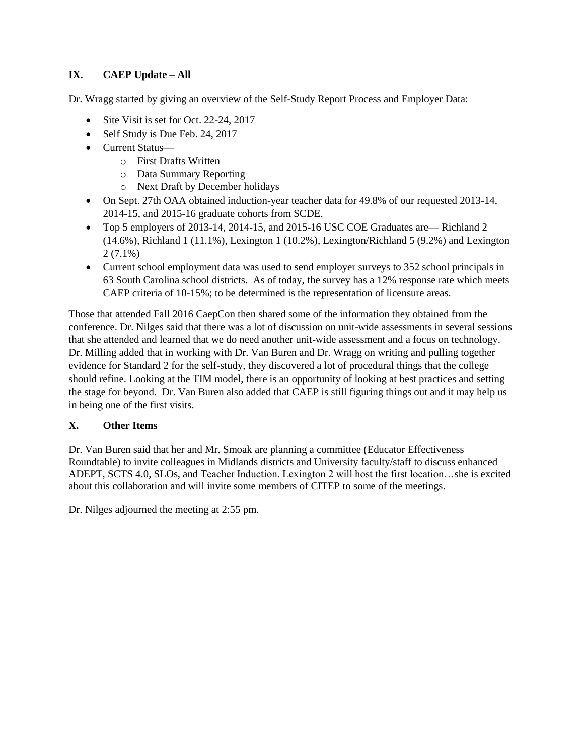## IX. CAEP Update – All

Dr. Wragg started by giving an overview of the Self-Study Report Process and Employer Data:

- Site Visit is set for Oct. 22-24, 2017
- Self Study is Due Feb. 24, 2017
- Current Status—
  - First Drafts Written
  - Data Summary Reporting
  - Next Draft by December holidays
- On Sept. 27th OAA obtained induction-year teacher data for 49.8% of our requested 2013-14, 2014-15, and 2015-16 graduate cohorts from SCDE.
- Top 5 employers of 2013-14, 2014-15, and 2015-16 USC COE Graduates are— Richland 2 (14.6%), Richland 1 (11.1%), Lexington 1 (10.2%), Lexington/Richland 5 (9.2%) and Lexington 2 (7.1%)
- Current school employment data was used to send employer surveys to 352 school principals in 63 South Carolina school districts. As of today, the survey has a 12% response rate which meets CAEP criteria of 10-15%; to be determined is the representation of licensure areas.

Those that attended Fall 2016 CaepCon then shared some of the information they obtained from the conference. Dr. Nilges said that there was a lot of discussion on unit-wide assessments in several sessions that she attended and learned that we do need another unit-wide assessment and a focus on technology. Dr. Milling added that in working with Dr. Van Buren and Dr. Wragg on writing and pulling together evidence for Standard 2 for the self-study, they discovered a lot of procedural things that the college should refine. Looking at the TIM model, there is an opportunity of looking at best practices and setting the stage for beyond. Dr. Van Buren also added that CAEP is still figuring things out and it may help us in being one of the first visits.

## X. Other Items

Dr. Van Buren said that her and Mr. Smoak are planning a committee (Educator Effectiveness Roundtable) to invite colleagues in Midlands districts and University faculty/staff to discuss enhanced ADEPT, SCTS 4.0, SLOs, and Teacher Induction. Lexington 2 will host the first location…she is excited about this collaboration and will invite some members of CITEP to some of the meetings.

Dr. Nilges adjourned the meeting at 2:55 pm.